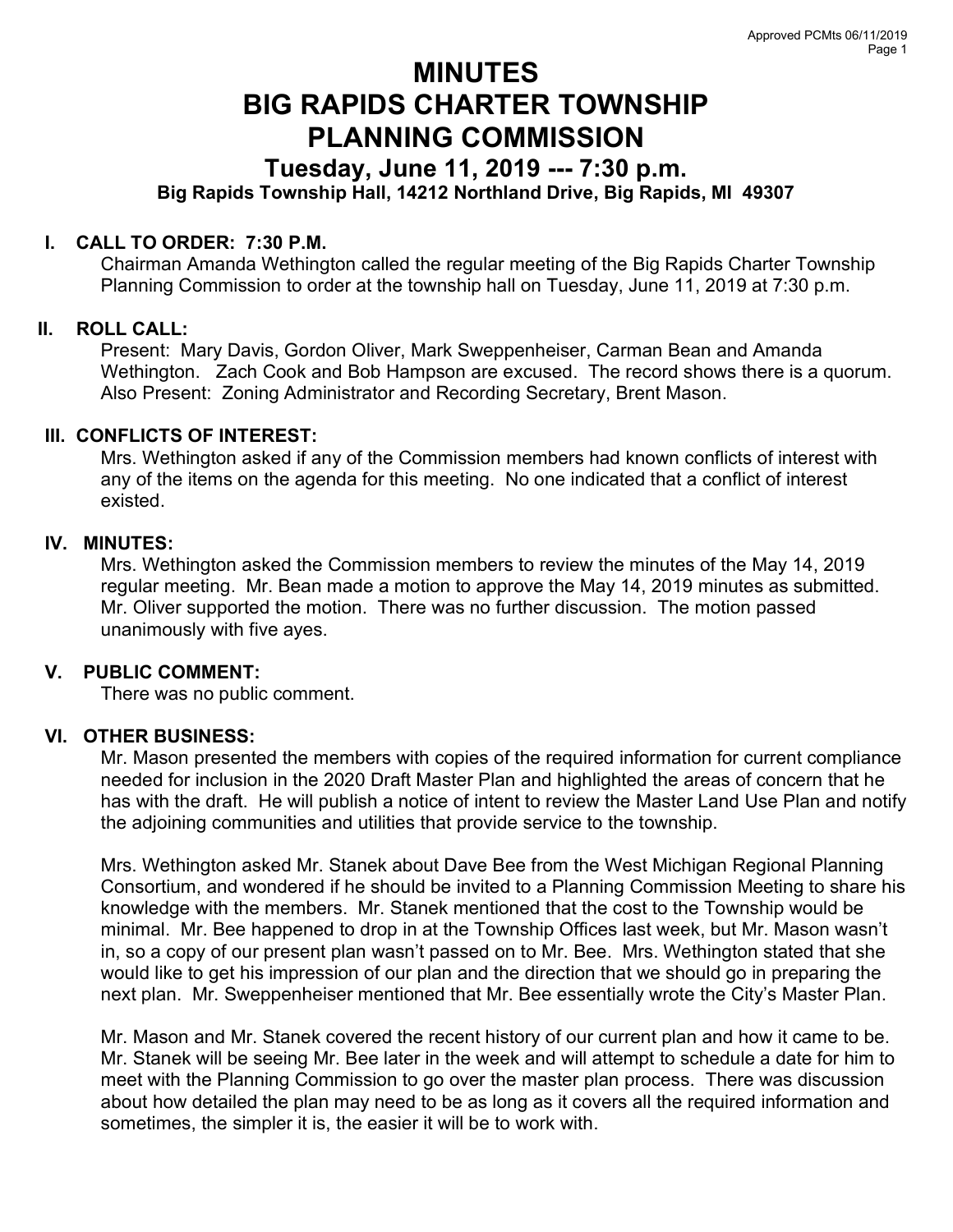# MINUTES
# BIG RAPIDS CHARTER TOWNSHIP
# PLANNING COMMISSION

## Tuesday, June 11, 2019 --- 7:30 p.m.

**Big Rapids Township Hall, 14212 Northland Drive, Big Rapids, MI 49307**

### I. CALL TO ORDER: 7:30 P.M.

Chairman Amanda Wethington called the regular meeting of the Big Rapids Charter Township Planning Commission to order at the township hall on Tuesday, June 11, 2019 at 7:30 p.m.

### II. ROLL CALL:

Present: Mary Davis, Gordon Oliver, Mark Sweppenheiser, Carman Bean and Amanda Wethington. Zach Cook and Bob Hampson are excused. The record shows there is a quorum. Also Present: Zoning Administrator and Recording Secretary, Brent Mason.

### III. CONFLICTS OF INTEREST:

Mrs. Wethington asked if any of the Commission members had known conflicts of interest with any of the items on the agenda for this meeting. No one indicated that a conflict of interest existed.

### IV. MINUTES:

Mrs. Wethington asked the Commission members to review the minutes of the May 14, 2019 regular meeting. Mr. Bean made a motion to approve the May 14, 2019 minutes as submitted. Mr. Oliver supported the motion. There was no further discussion. The motion passed unanimously with five ayes.

### V. PUBLIC COMMENT:

There was no public comment.

### VI. OTHER BUSINESS:

Mr. Mason presented the members with copies of the required information for current compliance needed for inclusion in the 2020 Draft Master Plan and highlighted the areas of concern that he has with the draft. He will publish a notice of intent to review the Master Land Use Plan and notify the adjoining communities and utilities that provide service to the township.

Mrs. Wethington asked Mr. Stanek about Dave Bee from the West Michigan Regional Planning Consortium, and wondered if he should be invited to a Planning Commission Meeting to share his knowledge with the members. Mr. Stanek mentioned that the cost to the Township would be minimal. Mr. Bee happened to drop in at the Township Offices last week, but Mr. Mason wasn't in, so a copy of our present plan wasn't passed on to Mr. Bee. Mrs. Wethington stated that she would like to get his impression of our plan and the direction that we should go in preparing the next plan. Mr. Sweppenheiser mentioned that Mr. Bee essentially wrote the City's Master Plan.

Mr. Mason and Mr. Stanek covered the recent history of our current plan and how it came to be. Mr. Stanek will be seeing Mr. Bee later in the week and will attempt to schedule a date for him to meet with the Planning Commission to go over the master plan process. There was discussion about how detailed the plan may need to be as long as it covers all the required information and sometimes, the simpler it is, the easier it will be to work with.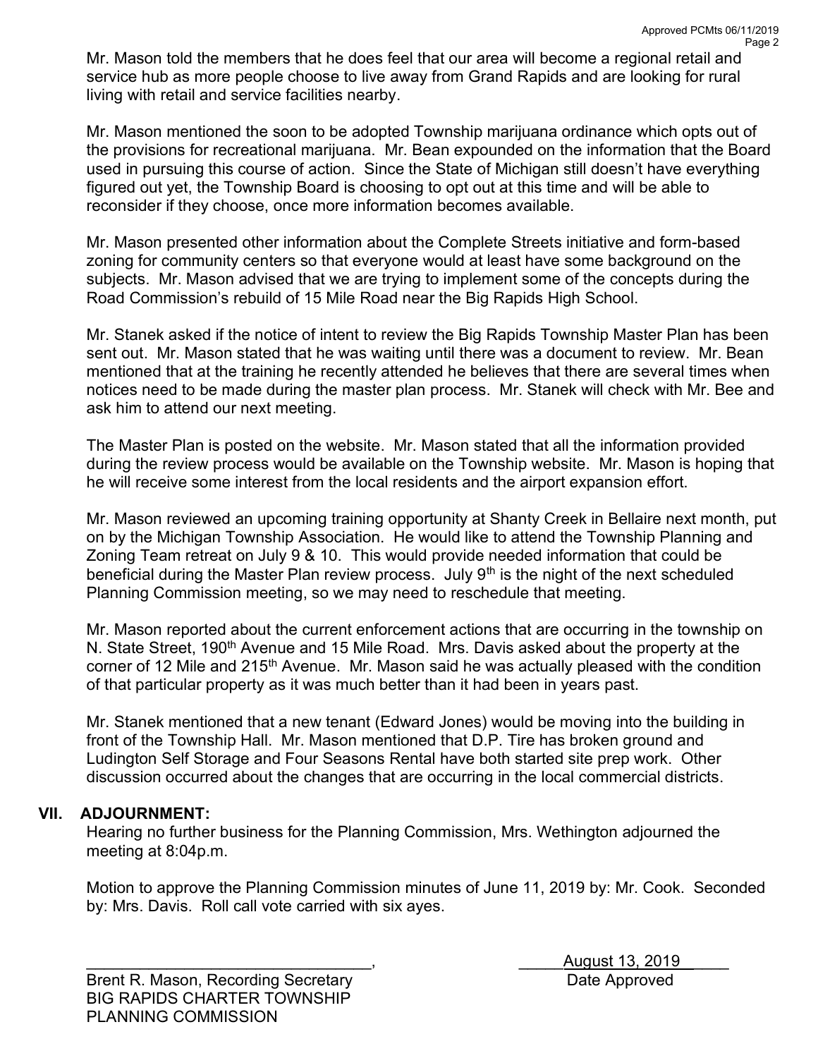Mr. Mason told the members that he does feel that our area will become a regional retail and service hub as more people choose to live away from Grand Rapids and are looking for rural living with retail and service facilities nearby.

Mr. Mason mentioned the soon to be adopted Township marijuana ordinance which opts out of the provisions for recreational marijuana. Mr. Bean expounded on the information that the Board used in pursuing this course of action. Since the State of Michigan still doesn't have everything figured out yet, the Township Board is choosing to opt out at this time and will be able to reconsider if they choose, once more information becomes available.

Mr. Mason presented other information about the Complete Streets initiative and form-based zoning for community centers so that everyone would at least have some background on the subjects. Mr. Mason advised that we are trying to implement some of the concepts during the Road Commission's rebuild of 15 Mile Road near the Big Rapids High School.

Mr. Stanek asked if the notice of intent to review the Big Rapids Township Master Plan has been sent out. Mr. Mason stated that he was waiting until there was a document to review. Mr. Bean mentioned that at the training he recently attended he believes that there are several times when notices need to be made during the master plan process. Mr. Stanek will check with Mr. Bee and ask him to attend our next meeting.

The Master Plan is posted on the website. Mr. Mason stated that all the information provided during the review process would be available on the Township website. Mr. Mason is hoping that he will receive some interest from the local residents and the airport expansion effort.

Mr. Mason reviewed an upcoming training opportunity at Shanty Creek in Bellaire next month, put on by the Michigan Township Association. He would like to attend the Township Planning and Zoning Team retreat on July 9 & 10. This would provide needed information that could be beneficial during the Master Plan review process. July 9th is the night of the next scheduled Planning Commission meeting, so we may need to reschedule that meeting.

Mr. Mason reported about the current enforcement actions that are occurring in the township on N. State Street, 190th Avenue and 15 Mile Road. Mrs. Davis asked about the property at the corner of 12 Mile and 215th Avenue. Mr. Mason said he was actually pleased with the condition of that particular property as it was much better than it had been in years past.

Mr. Stanek mentioned that a new tenant (Edward Jones) would be moving into the building in front of the Township Hall. Mr. Mason mentioned that D.P. Tire has broken ground and Ludington Self Storage and Four Seasons Rental have both started site prep work. Other discussion occurred about the changes that are occurring in the local commercial districts.

## VII. ADJOURNMENT:

Hearing no further business for the Planning Commission, Mrs. Wethington adjourned the meeting at 8:04p.m.

Motion to approve the Planning Commission minutes of June 11, 2019 by: Mr. Cook. Seconded by: Mrs. Davis. Roll call vote carried with six ayes.

________________________________, August 13, 2019

Brent R. Mason, Recording Secretary — Date Approved

BIG RAPIDS CHARTER TOWNSHIP
PLANNING COMMISSION